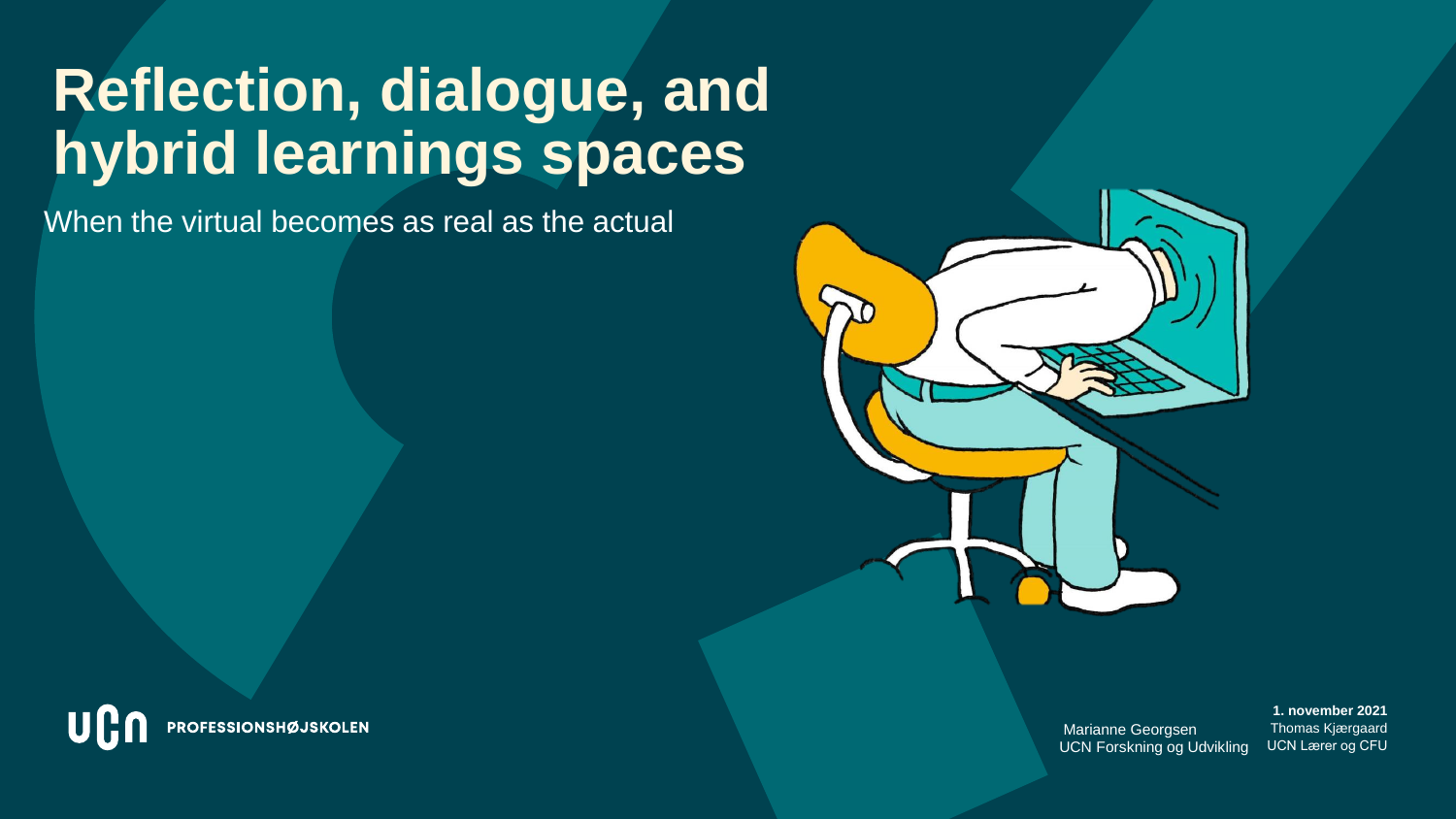# Reflection, dialogue, and hybrid learnings spaces

When the virtual becomes as real as the actual

UCN PROFESSIONSHØJSKOLEN

Marianne Georgsen
UCN Forskning og Udvikling

**1. november 2021**
Thomas Kjærgaard
UCN Lærer og CFU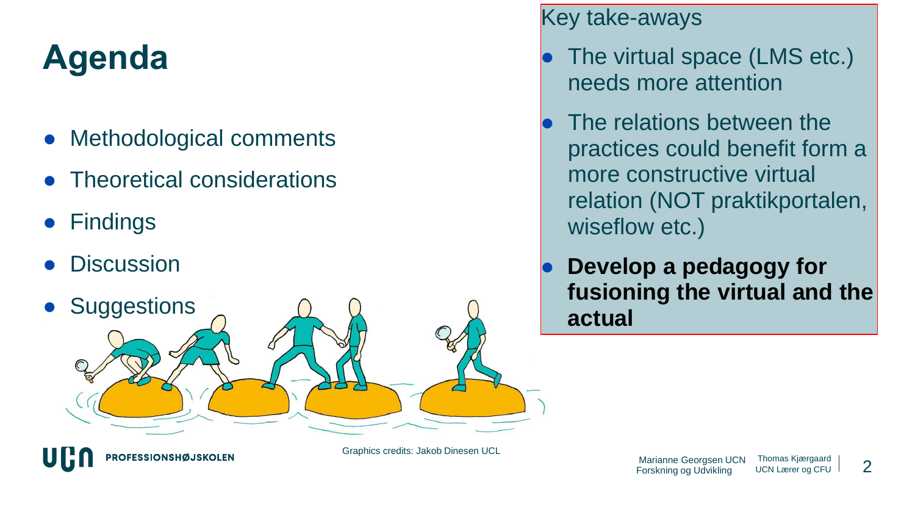# Agenda

- Methodological comments
- Theoretical considerations
- Findings
- Discussion
- Suggestions

Graphics credits: Jakob Dinesen UCL

Key take-aways

- The virtual space (LMS etc.) needs more attention
- The relations between the practices could benefit form a more constructive virtual relation (NOT praktikportalen, wiseflow etc.)
- **Develop a pedagogy for fusioning the virtual and the actual**

Marianne Georgsen UCN
Forskning og Udvikling

Thomas Kjærgaard
UCN Lærer og CFU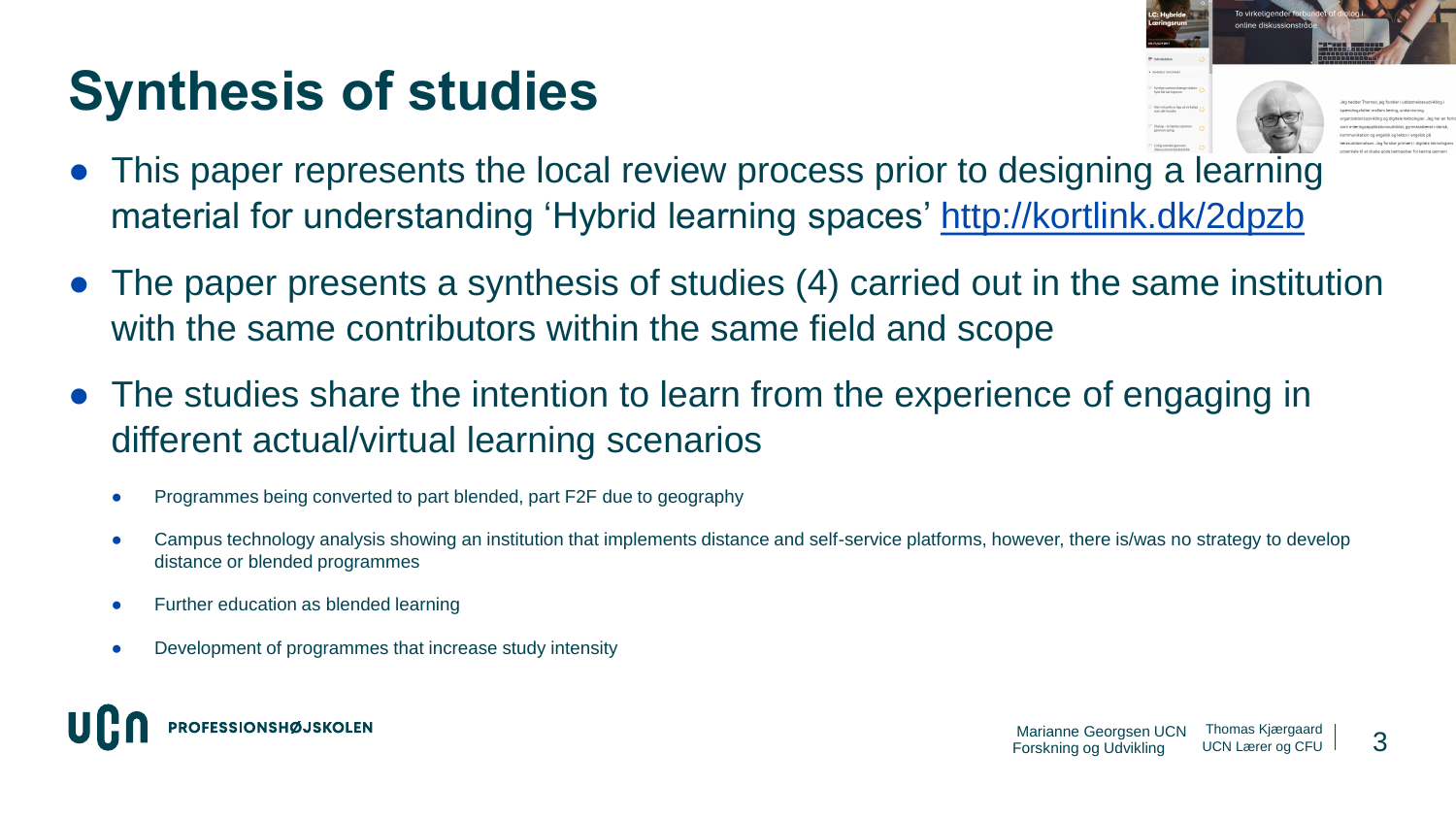# Synthesis of studies

- This paper represents the local review process prior to designing a learning material for understanding 'Hybrid learning spaces' http://kortlink.dk/2dpzb
- The paper presents a synthesis of studies (4) carried out in the same institution with the same contributors within the same field and scope
- The studies share the intention to learn from the experience of engaging in different actual/virtual learning scenarios
  - Programmes being converted to part blended, part F2F due to geography
  - Campus technology analysis showing an institution that implements distance and self-service platforms, however, there is/was no strategy to develop distance or blended programmes
  - Further education as blended learning
  - Development of programmes that increase study intensity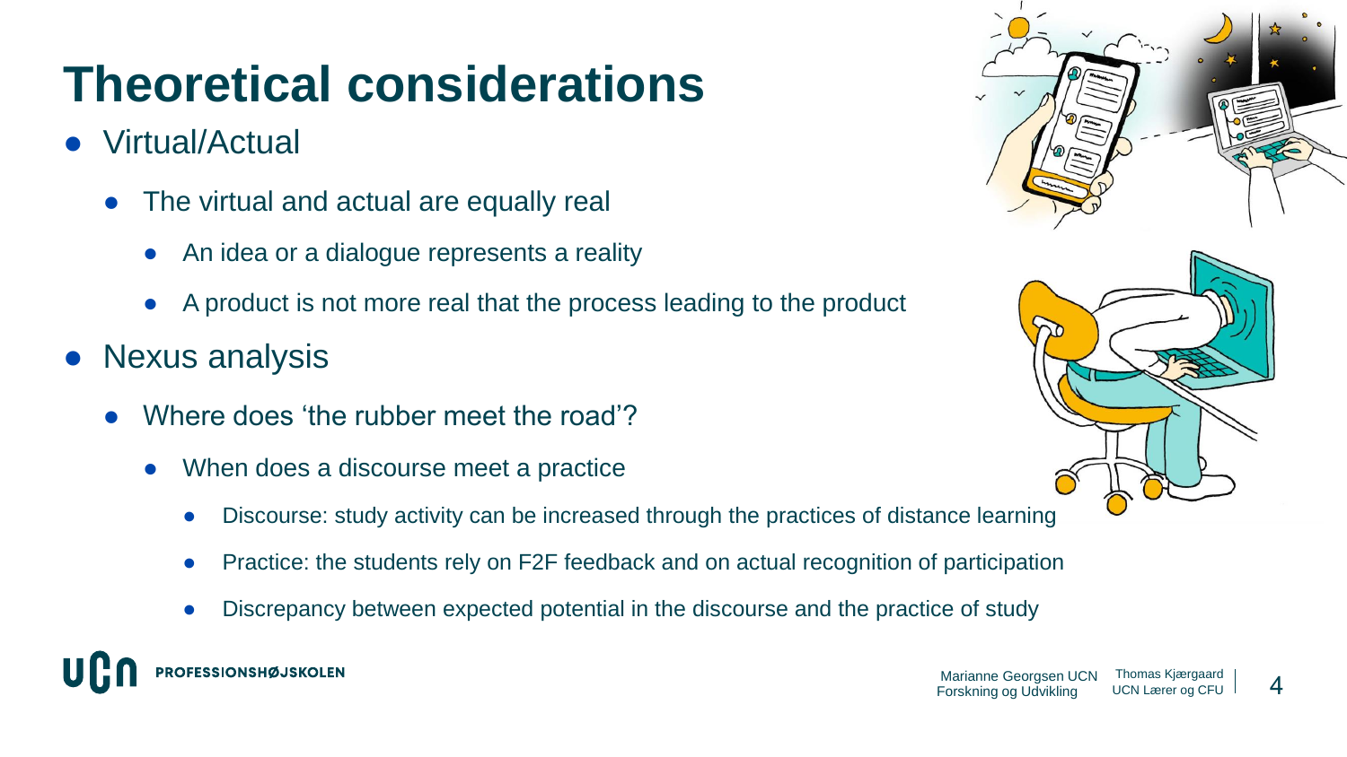# Theoretical considerations

- Virtual/Actual
  - The virtual and actual are equally real
    - An idea or a dialogue represents a reality
    - A product is not more real that the process leading to the product
- Nexus analysis
  - Where does 'the rubber meet the road'?
    - When does a discourse meet a practice
      - Discourse: study activity can be increased through the practices of distance learning
      - Practice: the students rely on F2F feedback and on actual recognition of participation
      - Discrepancy between expected potential in the discourse and the practice of study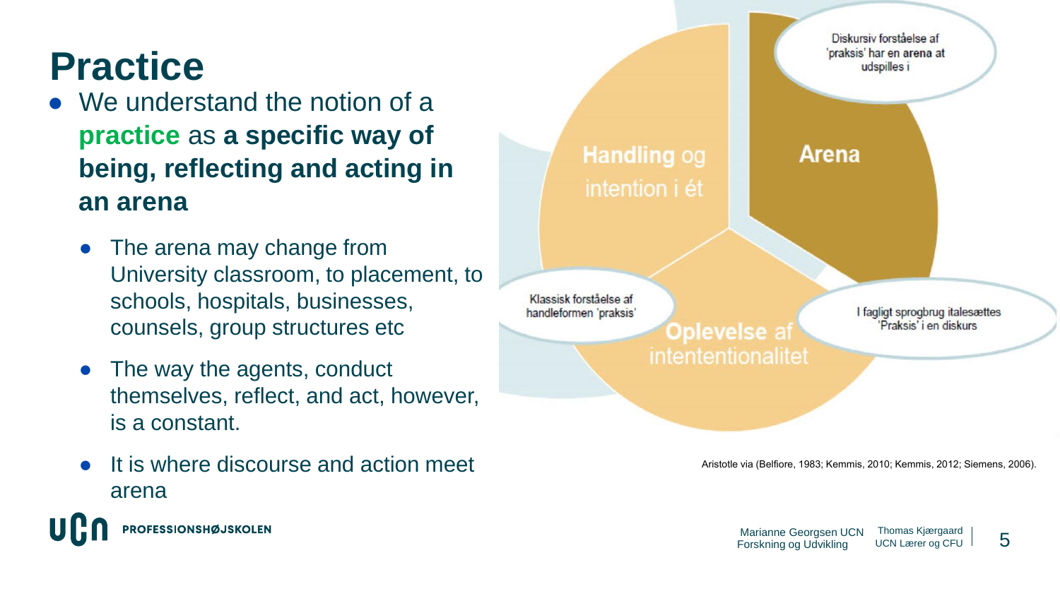# Practice

- We understand the notion of a **practice** as **a specific way of being, reflecting and acting in an arena**
  - The arena may change from University classroom, to placement, to schools, hospitals, businesses, counsels, group structures etc
  - The way the agents, conduct themselves, reflect, and act, however, is a constant.
  - It is where discourse and action meet arena

**Handling** og intention i ét

**Arena**

**Oplevelse** af intententionalitet

Diskursiv forståelse af 'praksis' har en arena at udspilles i

Klassisk forståelse af handleformen 'praksis'

I fagligt sprogbrug italesættes 'Praksis' i en diskurs

Aristotle via (Belfiore, 1983; Kemmis, 2010; Kemmis, 2012; Siemens, 2006).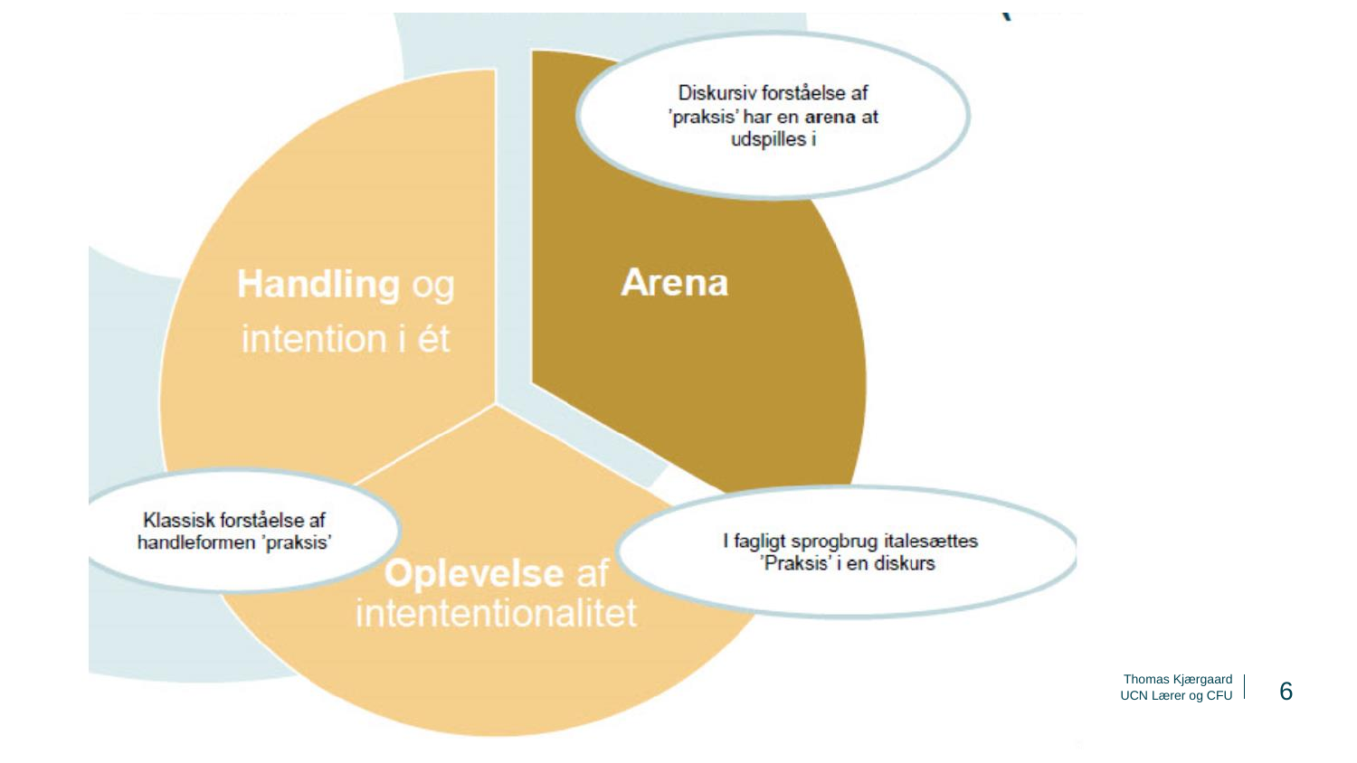**Handling** og intention i ét

**Arena**

**Oplevelse** af intententionalitet

Diskursiv forståelse af 'praksis' har en arena at udspilles i

Klassisk forståelse af handleformen 'praksis'

I fagligt sprogbrug italesættes 'Praksis' i en diskurs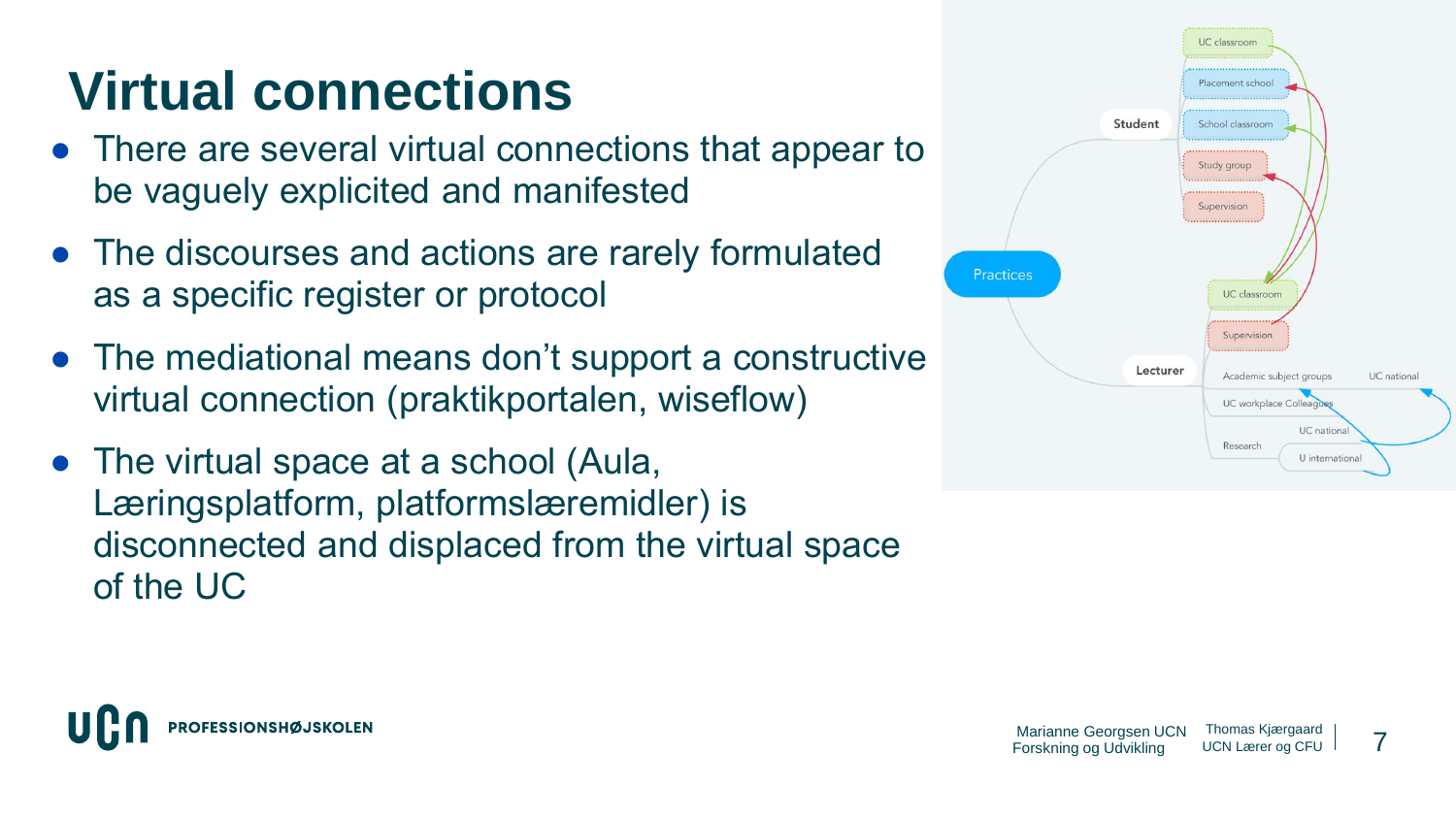# Virtual connections

- There are several virtual connections that appear to be vaguely explicited and manifested
- The discourses and actions are rarely formulated as a specific register or protocol
- The mediational means don't support a constructive virtual connection (praktikportalen, wiseflow)
- The virtual space at a school (Aula, Læringsplatform, platformslæremidler) is disconnected and displaced from the virtual space of the UC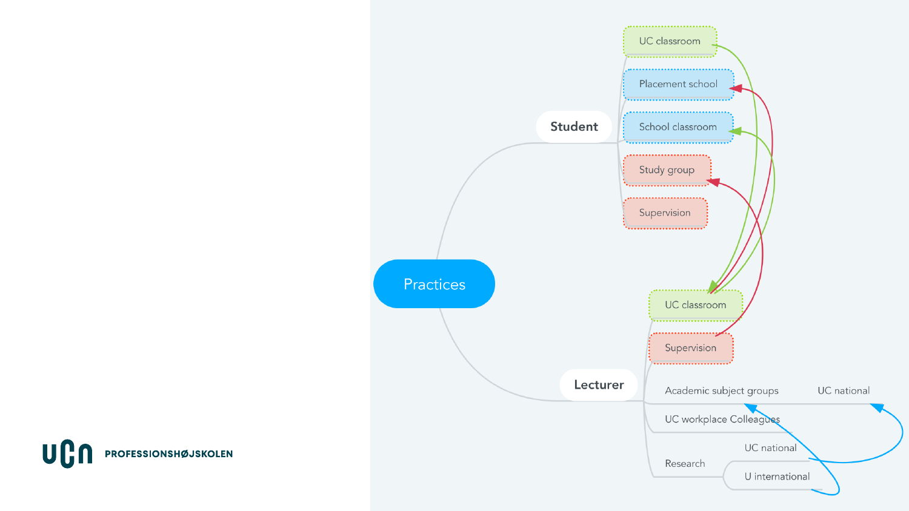# Practices

- **Student**
  - UC classroom
  - Placement school
  - School classroom
  - Study group
  - Supervision
- **Lecturer**
  - UC classroom
  - Supervision
  - Academic subject groups
    - UC national
  - UC workplace Colleagues
  - Research
    - UC national
    - U international

UCN PROFESSIONSHØJSKOLEN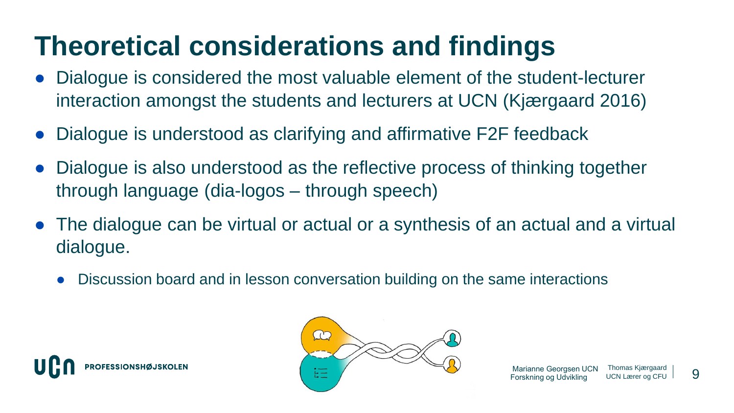# Theoretical considerations and findings

- Dialogue is considered the most valuable element of the student-lecturer interaction amongst the students and lecturers at UCN (Kjærgaard 2016)
- Dialogue is understood as clarifying and affirmative F2F feedback
- Dialogue is also understood as the reflective process of thinking together through language (dia-logos – through speech)
- The dialogue can be virtual or actual or a synthesis of an actual and a virtual dialogue.
  - Discussion board and in lesson conversation building on the same interactions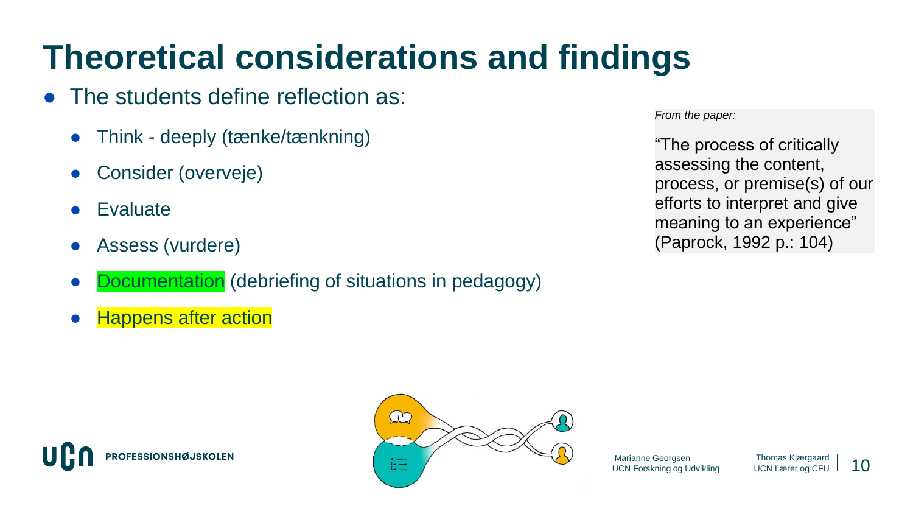# Theoretical considerations and findings

- The students define reflection as:
  - Think - deeply (tænke/tænkning)
  - Consider (overveje)
  - Evaluate
  - Assess (vurdere)
  - Documentation (debriefing of situations in pedagogy)
  - Happens after action

*From the paper:*

"The process of critically assessing the content, process, or premise(s) of our efforts to interpret and give meaning to an experience" (Paprock, 1992 p.: 104)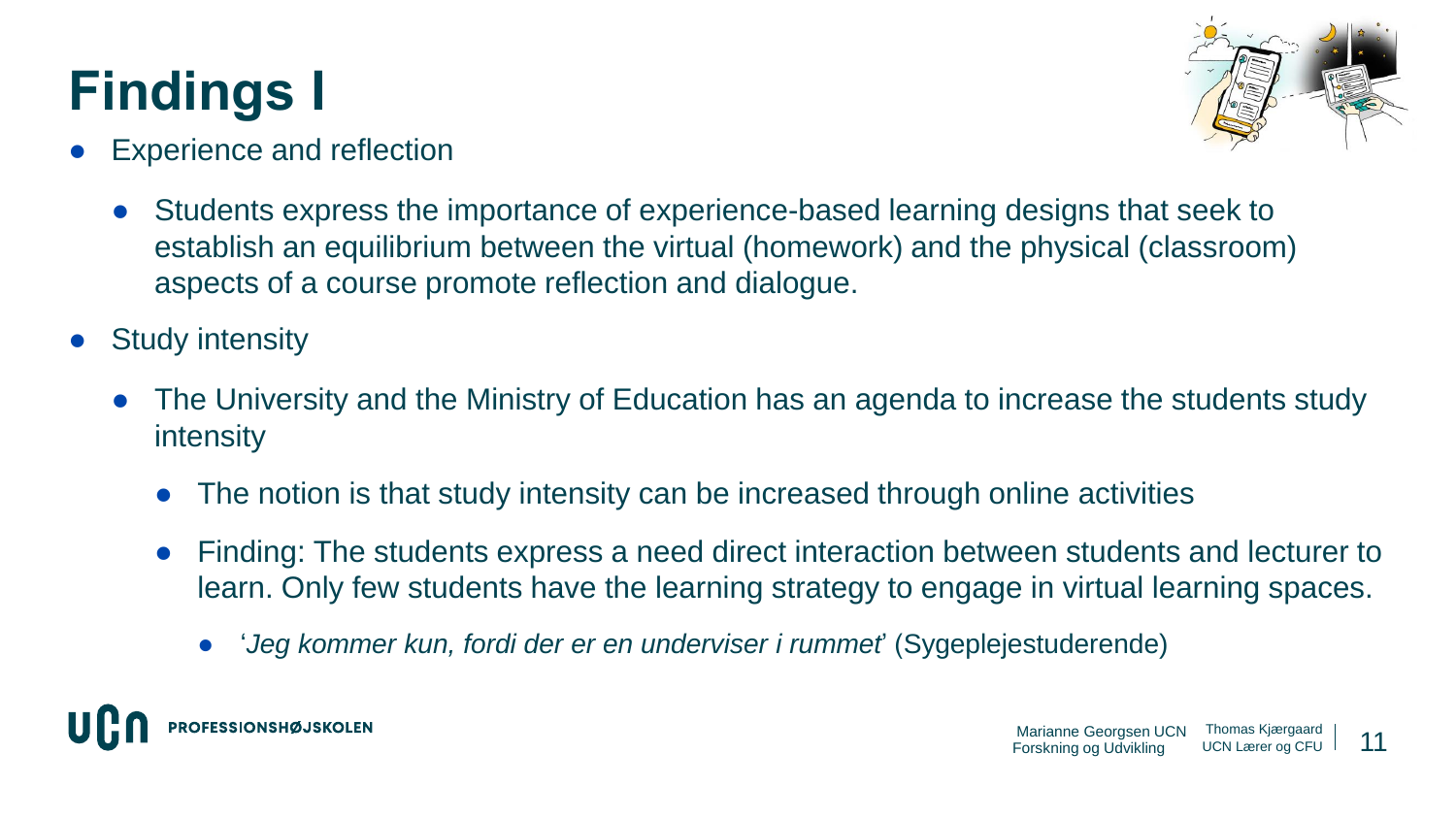# Findings I

- Experience and reflection
  - Students express the importance of experience-based learning designs that seek to establish an equilibrium between the virtual (homework) and the physical (classroom) aspects of a course promote reflection and dialogue.
- Study intensity
  - The University and the Ministry of Education has an agenda to increase the students study intensity
    - The notion is that study intensity can be increased through online activities
    - Finding: The students express a need direct interaction between students and lecturer to learn. Only few students have the learning strategy to engage in virtual learning spaces.
      - '*Jeg kommer kun, fordi der er en underviser i rummet*' (Sygeplejestuderende)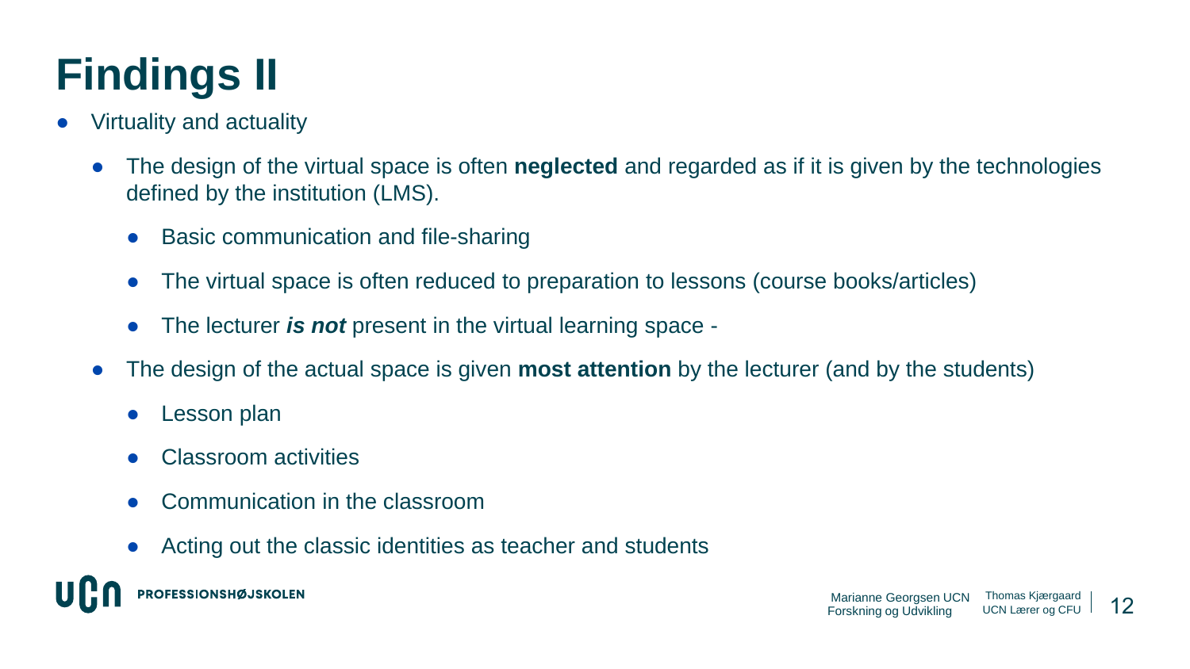# Findings II

- Virtuality and actuality
  - The design of the virtual space is often **neglected** and regarded as if it is given by the technologies defined by the institution (LMS).
    - Basic communication and file-sharing
    - The virtual space is often reduced to preparation to lessons (course books/articles)
    - The lecturer ***is not*** present in the virtual learning space -
  - The design of the actual space is given **most attention** by the lecturer (and by the students)
    - Lesson plan
    - Classroom activities
    - Communication in the classroom
    - Acting out the classic identities as teacher and students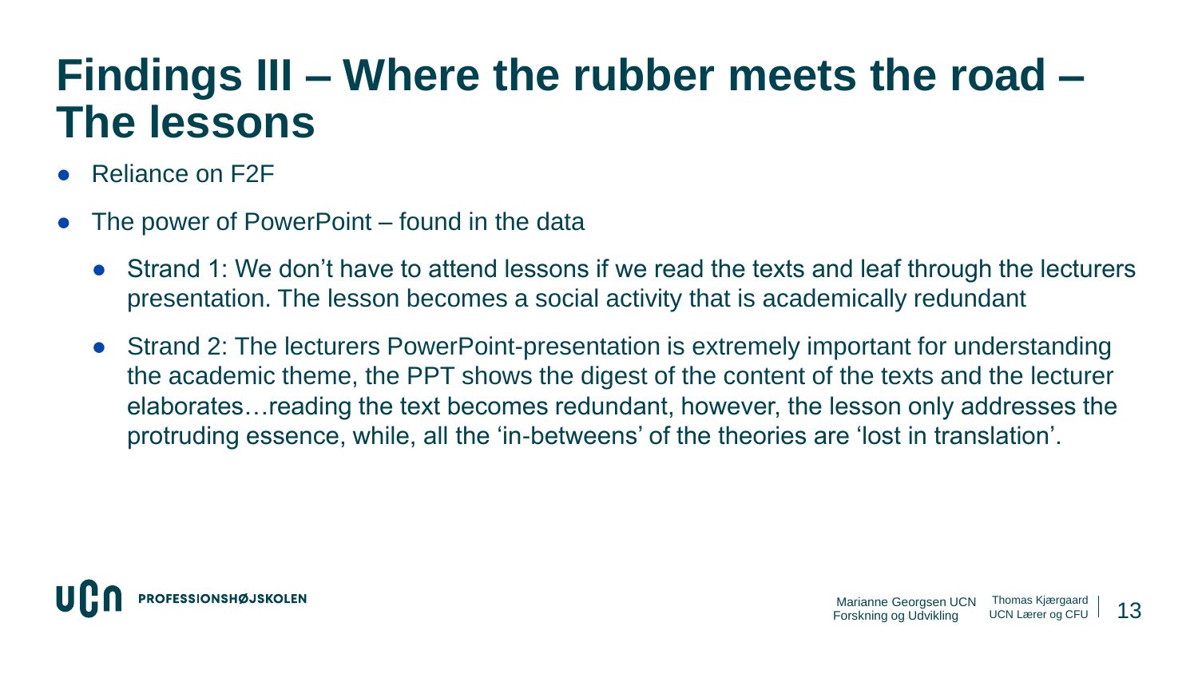# Findings III – Where the rubber meets the road – The lessons

- Reliance on F2F
- The power of PowerPoint – found in the data
  - Strand 1: We don't have to attend lessons if we read the texts and leaf through the lecturers presentation. The lesson becomes a social activity that is academically redundant
  - Strand 2: The lecturers PowerPoint-presentation is extremely important for understanding the academic theme, the PPT shows the digest of the content of the texts and the lecturer elaborates…reading the text becomes redundant, however, the lesson only addresses the protruding essence, while, all the 'in-betweens' of the theories are 'lost in translation'.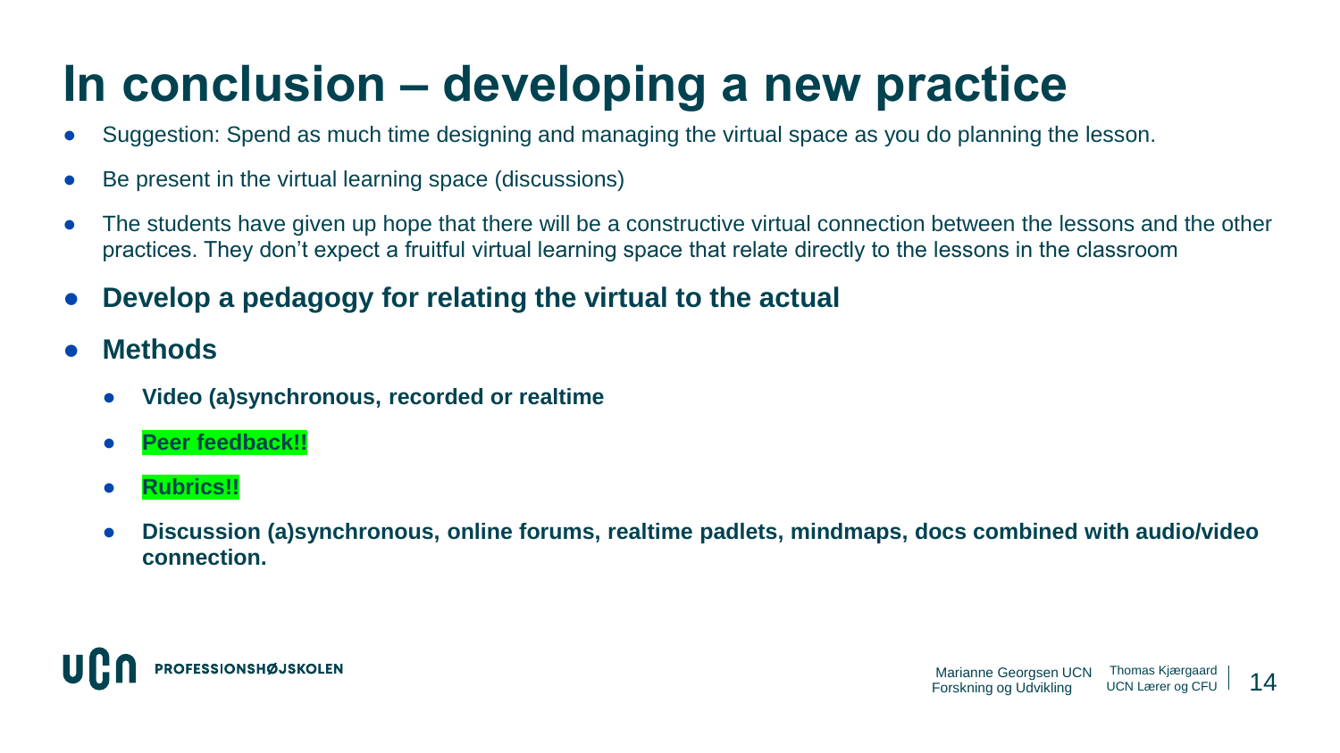# In conclusion – developing a new practice

- Suggestion: Spend as much time designing and managing the virtual space as you do planning the lesson.
- Be present in the virtual learning space (discussions)
- The students have given up hope that there will be a constructive virtual connection between the lessons and the other practices. They don't expect a fruitful virtual learning space that relate directly to the lessons in the classroom
- **Develop a pedagogy for relating the virtual to the actual**
- **Methods**
  - **Video (a)synchronous, recorded or realtime**
  - **Peer feedback!!**
  - **Rubrics!!**
  - **Discussion (a)synchronous, online forums, realtime padlets, mindmaps, docs combined with audio/video connection.**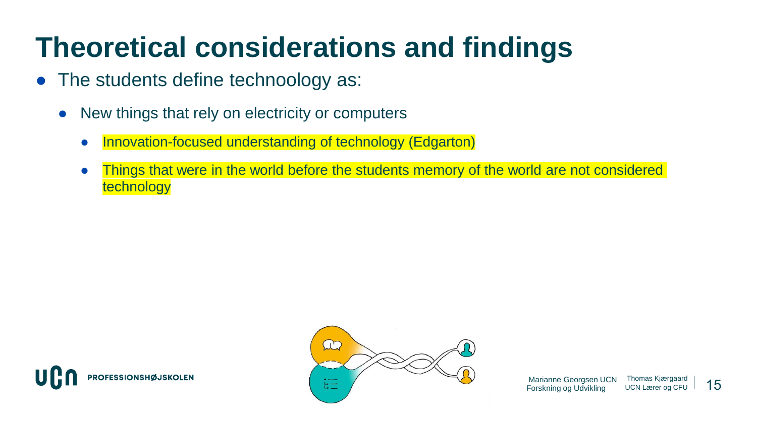# Theoretical considerations and findings

- The students define technoology as:
  - New things that rely on electricity or computers
    - Innovation-focused understanding of technology (Edgarton)
    - Things that were in the world before the students memory of the world are not considered technology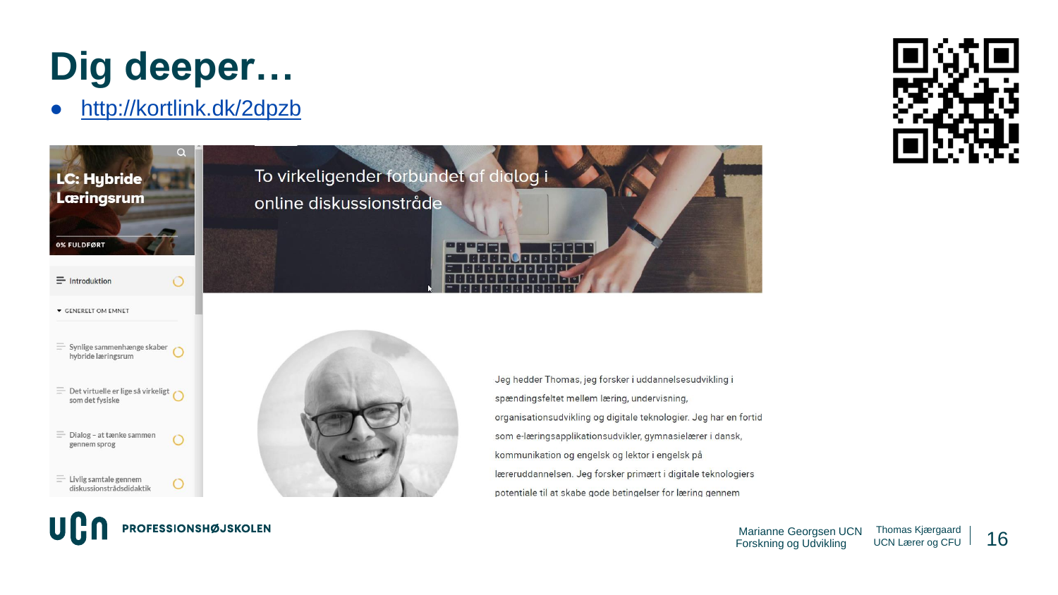# Dig deeper…

- http://kortlink.dk/2dpzb

**LC: Hybride Læringsrum**

0% FULDFØRT

Introduktion

GENERELT OM EMNET

Synlige sammenhænge skaber hybride læringsrum

Det virtuelle er lige så virkeligt som det fysiske

Dialog – at tænke sammen gennem sprog

Livlig samtale gennem diskussionstrådsdidaktik

To virkeligender forbundet af dialog i online diskussionstråde

Jeg hedder Thomas, jeg forsker i uddannelsesudvikling i spændingsfeltet mellem læring, undervisning, organisationsudvikling og digitale teknologier. Jeg har en fortid som e-læringsapplikationsudvikler, gymnasielærer i dansk, kommunikation og engelsk og lektor i engelsk på læreruddannelsen. Jeg forsker primært i digitale teknologiers potentiale til at skabe gode betingelser for læring gennem

PROFESSIONSHØJSKOLEN

Marianne Georgsen UCN
Forskning og Udvikling

Thomas Kjærgaard
UCN Lærer og CFU